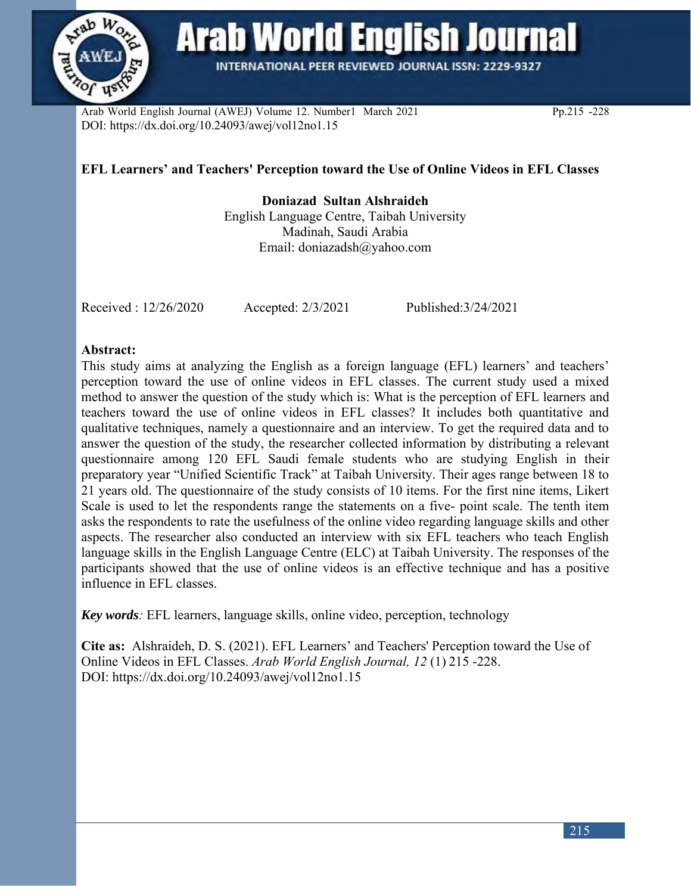# EFL Learners' and Teachers' Perception toward the Use of Online Videos in EFL Classes

**Doniazad Sultan Alshraideh**
English Language Centre, Taibah University
Madinah, Saudi Arabia
Email: doniazadsh@yahoo.com

Received : 12/26/2020 Accepted: 2/3/2021 Published:3/24/2021

## Abstract:

This study aims at analyzing the English as a foreign language (EFL) learners' and teachers' perception toward the use of online videos in EFL classes. The current study used a mixed method to answer the question of the study which is: What is the perception of EFL learners and teachers toward the use of online videos in EFL classes? It includes both quantitative and qualitative techniques, namely a questionnaire and an interview. To get the required data and to answer the question of the study, the researcher collected information by distributing a relevant questionnaire among 120 EFL Saudi female students who are studying English in their preparatory year "Unified Scientific Track" at Taibah University. Their ages range between 18 to 21 years old. The questionnaire of the study consists of 10 items. For the first nine items, Likert Scale is used to let the respondents range the statements on a five- point scale. The tenth item asks the respondents to rate the usefulness of the online video regarding language skills and other aspects. The researcher also conducted an interview with six EFL teachers who teach English language skills in the English Language Centre (ELC) at Taibah University. The responses of the participants showed that the use of online videos is an effective technique and has a positive influence in EFL classes.

***Key words****:* EFL learners, language skills, online video, perception, technology

**Cite as:** Alshraideh, D. S. (2021). EFL Learners' and Teachers' Perception toward the Use of Online Videos in EFL Classes. *Arab World English Journal, 12* (1) 215 -228.
DOI: https://dx.doi.org/10.24093/awej/vol12no1.15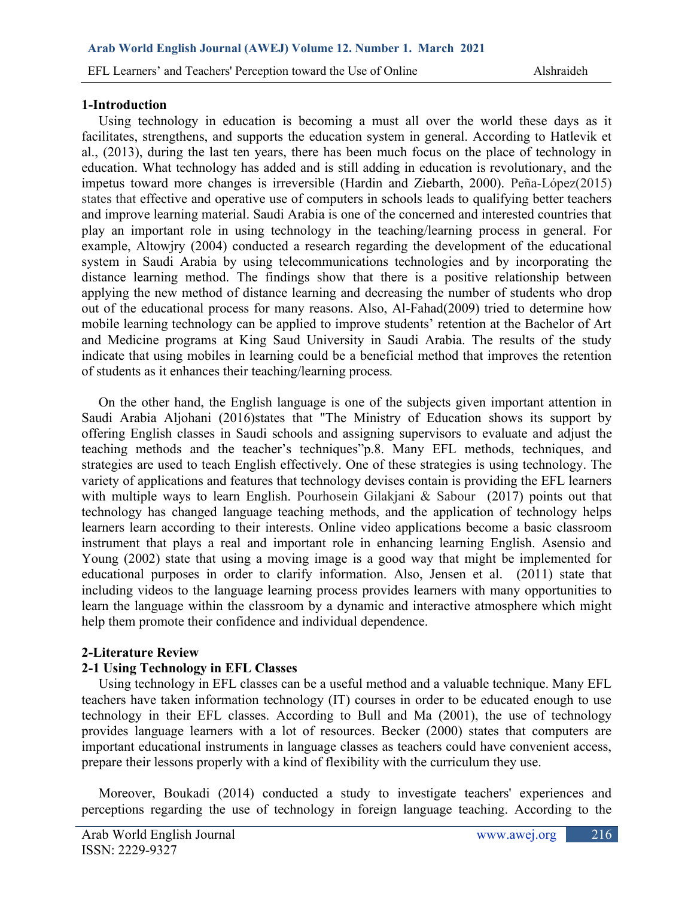## 1-Introduction

Using technology in education is becoming a must all over the world these days as it facilitates, strengthens, and supports the education system in general. According to Hatlevik et al., (2013), during the last ten years, there has been much focus on the place of technology in education. What technology has added and is still adding in education is revolutionary, and the impetus toward more changes is irreversible (Hardin and Ziebarth, 2000). Peña-López(2015) states that effective and operative use of computers in schools leads to qualifying better teachers and improve learning material. Saudi Arabia is one of the concerned and interested countries that play an important role in using technology in the teaching/learning process in general. For example, Altowjry (2004) conducted a research regarding the development of the educational system in Saudi Arabia by using telecommunications technologies and by incorporating the distance learning method. The findings show that there is a positive relationship between applying the new method of distance learning and decreasing the number of students who drop out of the educational process for many reasons. Also, Al-Fahad(2009) tried to determine how mobile learning technology can be applied to improve students' retention at the Bachelor of Art and Medicine programs at King Saud University in Saudi Arabia. The results of the study indicate that using mobiles in learning could be a beneficial method that improves the retention of students as it enhances their teaching/learning process.

On the other hand, the English language is one of the subjects given important attention in Saudi Arabia Aljohani (2016)states that "The Ministry of Education shows its support by offering English classes in Saudi schools and assigning supervisors to evaluate and adjust the teaching methods and the teacher's techniques"p.8. Many EFL methods, techniques, and strategies are used to teach English effectively. One of these strategies is using technology. The variety of applications and features that technology devises contain is providing the EFL learners with multiple ways to learn English. Pourhosein Gilakjani & Sabour (2017) points out that technology has changed language teaching methods, and the application of technology helps learners learn according to their interests. Online video applications become a basic classroom instrument that plays a real and important role in enhancing learning English. Asensio and Young (2002) state that using a moving image is a good way that might be implemented for educational purposes in order to clarify information. Also, Jensen et al. (2011) state that including videos to the language learning process provides learners with many opportunities to learn the language within the classroom by a dynamic and interactive atmosphere which might help them promote their confidence and individual dependence.

## 2-Literature Review

### 2-1 Using Technology in EFL Classes

Using technology in EFL classes can be a useful method and a valuable technique. Many EFL teachers have taken information technology (IT) courses in order to be educated enough to use technology in their EFL classes. According to Bull and Ma (2001), the use of technology provides language learners with a lot of resources. Becker (2000) states that computers are important educational instruments in language classes as teachers could have convenient access, prepare their lessons properly with a kind of flexibility with the curriculum they use.

Moreover, Boukadi (2014) conducted a study to investigate teachers' experiences and perceptions regarding the use of technology in foreign language teaching. According to the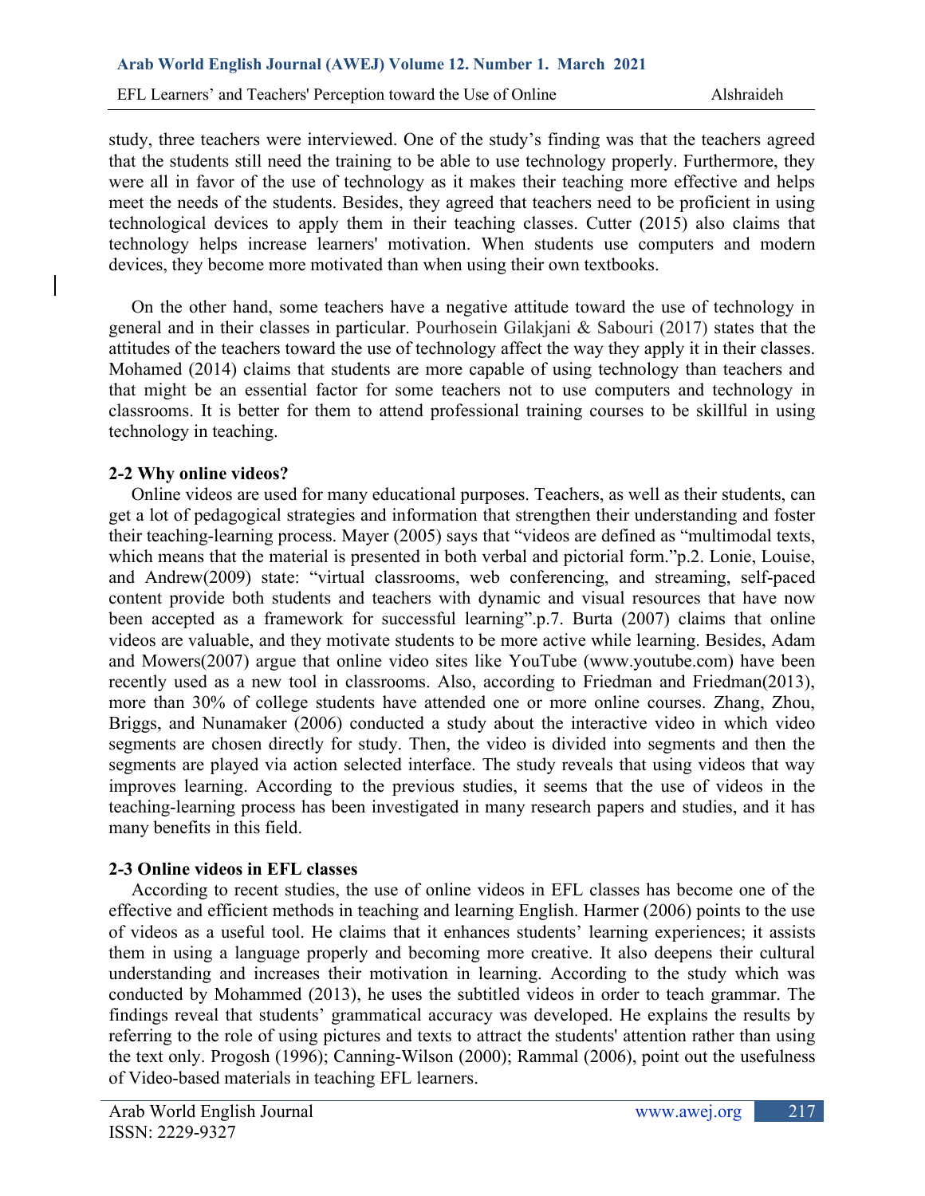study, three teachers were interviewed. One of the study's finding was that the teachers agreed that the students still need the training to be able to use technology properly. Furthermore, they were all in favor of the use of technology as it makes their teaching more effective and helps meet the needs of the students. Besides, they agreed that teachers need to be proficient in using technological devices to apply them in their teaching classes. Cutter (2015) also claims that technology helps increase learners' motivation. When students use computers and modern devices, they become more motivated than when using their own textbooks.

On the other hand, some teachers have a negative attitude toward the use of technology in general and in their classes in particular. Pourhosein Gilakjani & Sabouri (2017) states that the attitudes of the teachers toward the use of technology affect the way they apply it in their classes. Mohamed (2014) claims that students are more capable of using technology than teachers and that might be an essential factor for some teachers not to use computers and technology in classrooms. It is better for them to attend professional training courses to be skillful in using technology in teaching.

**2-2 Why online videos?**

Online videos are used for many educational purposes. Teachers, as well as their students, can get a lot of pedagogical strategies and information that strengthen their understanding and foster their teaching-learning process. Mayer (2005) says that "videos are defined as "multimodal texts, which means that the material is presented in both verbal and pictorial form."p.2. Lonie, Louise, and Andrew(2009) state: "virtual classrooms, web conferencing, and streaming, self-paced content provide both students and teachers with dynamic and visual resources that have now been accepted as a framework for successful learning".p.7. Burta (2007) claims that online videos are valuable, and they motivate students to be more active while learning. Besides, Adam and Mowers(2007) argue that online video sites like YouTube (www.youtube.com) have been recently used as a new tool in classrooms. Also, according to Friedman and Friedman(2013), more than 30% of college students have attended one or more online courses. Zhang, Zhou, Briggs, and Nunamaker (2006) conducted a study about the interactive video in which video segments are chosen directly for study. Then, the video is divided into segments and then the segments are played via action selected interface. The study reveals that using videos that way improves learning. According to the previous studies, it seems that the use of videos in the teaching-learning process has been investigated in many research papers and studies, and it has many benefits in this field.

**2-3 Online videos in EFL classes**

According to recent studies, the use of online videos in EFL classes has become one of the effective and efficient methods in teaching and learning English. Harmer (2006) points to the use of videos as a useful tool. He claims that it enhances students' learning experiences; it assists them in using a language properly and becoming more creative. It also deepens their cultural understanding and increases their motivation in learning. According to the study which was conducted by Mohammed (2013), he uses the subtitled videos in order to teach grammar. The findings reveal that students' grammatical accuracy was developed. He explains the results by referring to the role of using pictures and texts to attract the students' attention rather than using the text only. Progosh (1996); Canning-Wilson (2000); Rammal (2006), point out the usefulness of Video-based materials in teaching EFL learners.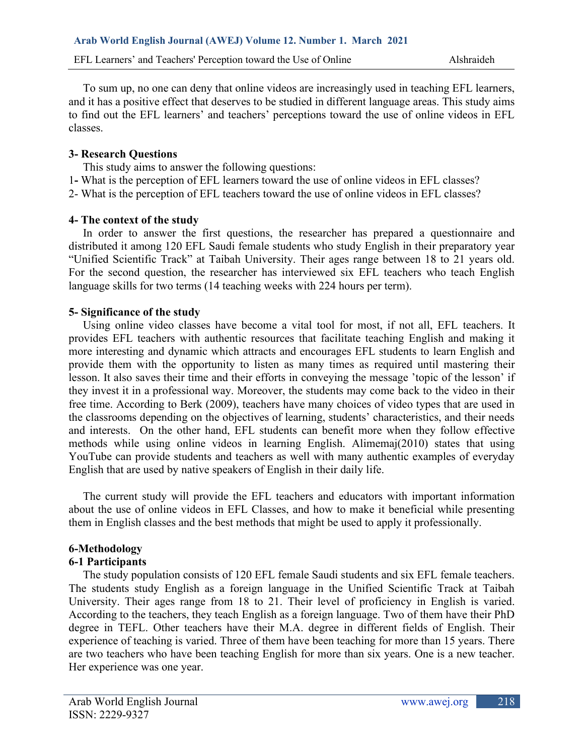To sum up, no one can deny that online videos are increasingly used in teaching EFL learners, and it has a positive effect that deserves to be studied in different language areas. This study aims to find out the EFL learners' and teachers' perceptions toward the use of online videos in EFL classes.

## 3- Research Questions

This study aims to answer the following questions:

1- What is the perception of EFL learners toward the use of online videos in EFL classes?

2- What is the perception of EFL teachers toward the use of online videos in EFL classes?

## 4- The context of the study

In order to answer the first questions, the researcher has prepared a questionnaire and distributed it among 120 EFL Saudi female students who study English in their preparatory year "Unified Scientific Track" at Taibah University. Their ages range between 18 to 21 years old. For the second question, the researcher has interviewed six EFL teachers who teach English language skills for two terms (14 teaching weeks with 224 hours per term).

## 5- Significance of the study

Using online video classes have become a vital tool for most, if not all, EFL teachers. It provides EFL teachers with authentic resources that facilitate teaching English and making it more interesting and dynamic which attracts and encourages EFL students to learn English and provide them with the opportunity to listen as many times as required until mastering their lesson. It also saves their time and their efforts in conveying the message 'topic of the lesson' if they invest it in a professional way. Moreover, the students may come back to the video in their free time. According to Berk (2009), teachers have many choices of video types that are used in the classrooms depending on the objectives of learning, students' characteristics, and their needs and interests. On the other hand, EFL students can benefit more when they follow effective methods while using online videos in learning English. Alimemaj(2010) states that using YouTube can provide students and teachers as well with many authentic examples of everyday English that are used by native speakers of English in their daily life.

The current study will provide the EFL teachers and educators with important information about the use of online videos in EFL Classes, and how to make it beneficial while presenting them in English classes and the best methods that might be used to apply it professionally.

## 6-Methodology

### 6-1 Participants

The study population consists of 120 EFL female Saudi students and six EFL female teachers. The students study English as a foreign language in the Unified Scientific Track at Taibah University. Their ages range from 18 to 21. Their level of proficiency in English is varied. According to the teachers, they teach English as a foreign language. Two of them have their PhD degree in TEFL. Other teachers have their M.A. degree in different fields of English. Their experience of teaching is varied. Three of them have been teaching for more than 15 years. There are two teachers who have been teaching English for more than six years. One is a new teacher. Her experience was one year.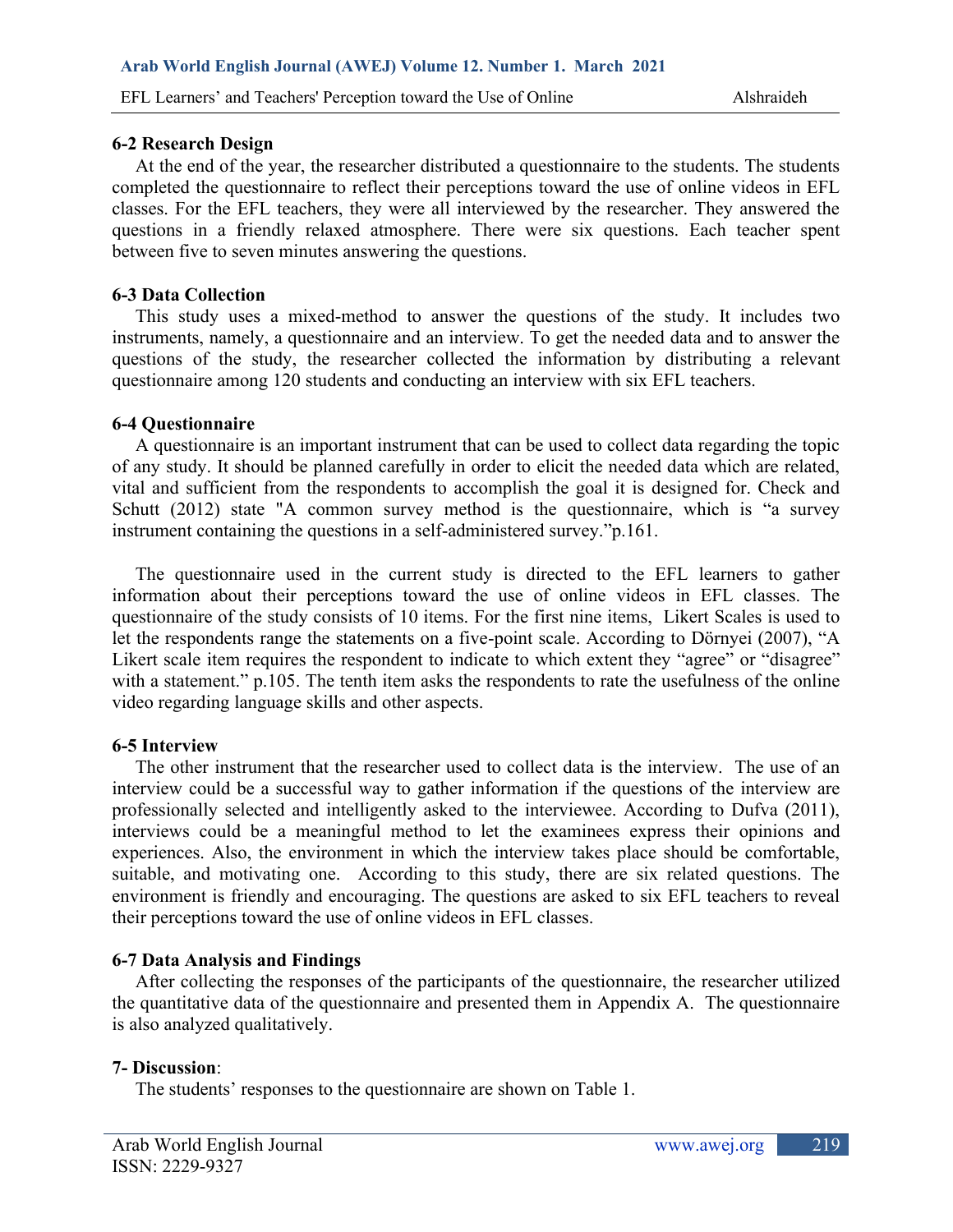### 6-2 Research Design

At the end of the year, the researcher distributed a questionnaire to the students. The students completed the questionnaire to reflect their perceptions toward the use of online videos in EFL classes. For the EFL teachers, they were all interviewed by the researcher. They answered the questions in a friendly relaxed atmosphere. There were six questions. Each teacher spent between five to seven minutes answering the questions.

### 6-3 Data Collection

This study uses a mixed-method to answer the questions of the study. It includes two instruments, namely, a questionnaire and an interview. To get the needed data and to answer the questions of the study, the researcher collected the information by distributing a relevant questionnaire among 120 students and conducting an interview with six EFL teachers.

### 6-4 Questionnaire

A questionnaire is an important instrument that can be used to collect data regarding the topic of any study. It should be planned carefully in order to elicit the needed data which are related, vital and sufficient from the respondents to accomplish the goal it is designed for. Check and Schutt (2012) state "A common survey method is the questionnaire, which is "a survey instrument containing the questions in a self-administered survey."p.161.

The questionnaire used in the current study is directed to the EFL learners to gather information about their perceptions toward the use of online videos in EFL classes. The questionnaire of the study consists of 10 items. For the first nine items, Likert Scales is used to let the respondents range the statements on a five-point scale. According to Dörnyei (2007), "A Likert scale item requires the respondent to indicate to which extent they "agree" or "disagree" with a statement." p.105. The tenth item asks the respondents to rate the usefulness of the online video regarding language skills and other aspects.

### 6-5 Interview

The other instrument that the researcher used to collect data is the interview. The use of an interview could be a successful way to gather information if the questions of the interview are professionally selected and intelligently asked to the interviewee. According to Dufva (2011), interviews could be a meaningful method to let the examinees express their opinions and experiences. Also, the environment in which the interview takes place should be comfortable, suitable, and motivating one. According to this study, there are six related questions. The environment is friendly and encouraging. The questions are asked to six EFL teachers to reveal their perceptions toward the use of online videos in EFL classes.

### 6-7 Data Analysis and Findings

After collecting the responses of the participants of the questionnaire, the researcher utilized the quantitative data of the questionnaire and presented them in Appendix A. The questionnaire is also analyzed qualitatively.

## 7- Discussion:

The students' responses to the questionnaire are shown on Table 1.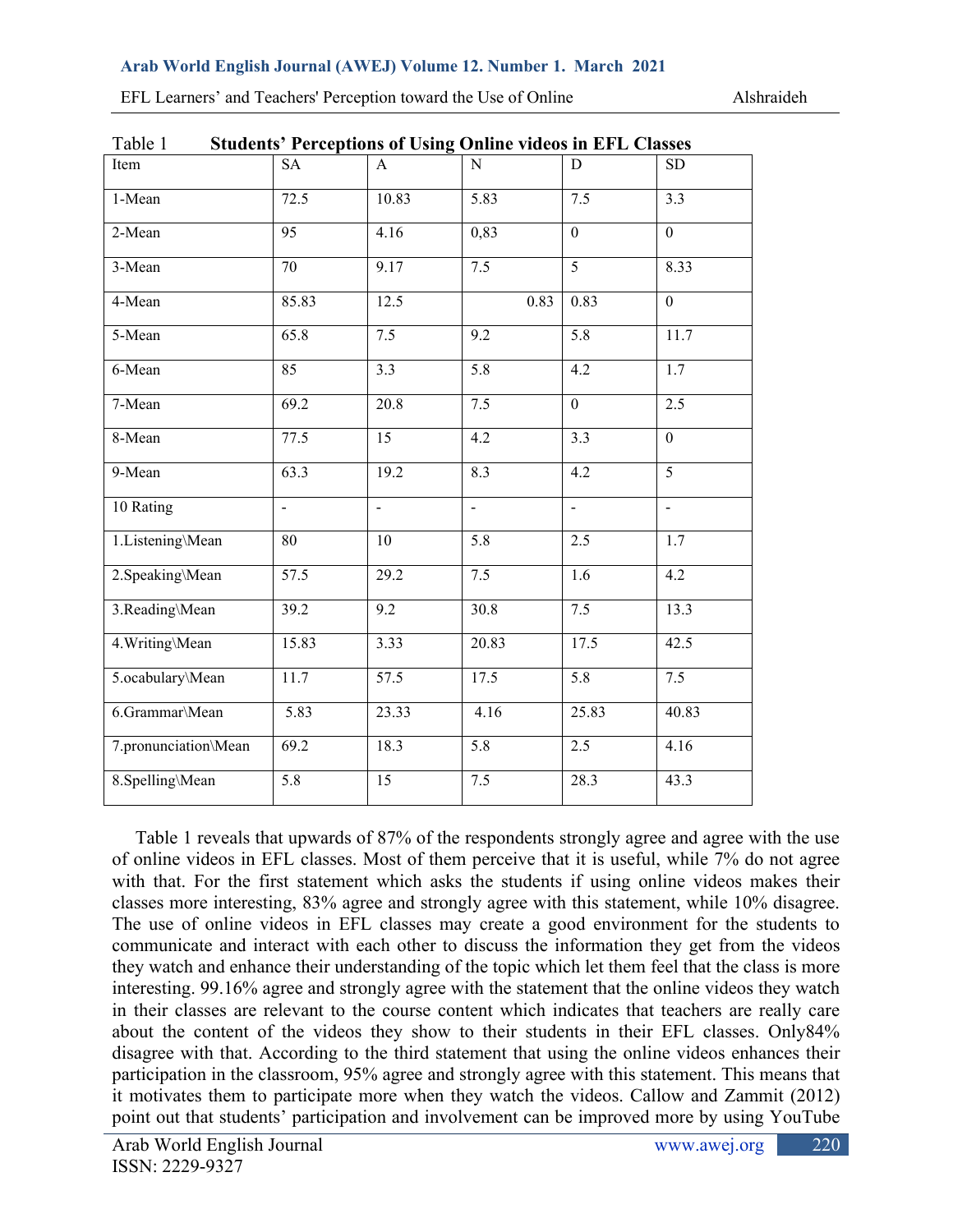Table 1 **Students' Perceptions of Using Online videos in EFL Classes**

| Item | SA | A | N | D | SD |
|---|---|---|---|---|---|
| 1-Mean | 72.5 | 10.83 | 5.83 | 7.5 | 3.3 |
| 2-Mean | 95 | 4.16 | 0,83 | 0 | 0 |
| 3-Mean | 70 | 9.17 | 7.5 | 5 | 8.33 |
| 4-Mean | 85.83 | 12.5 | 0.83 | 0.83 | 0 |
| 5-Mean | 65.8 | 7.5 | 9.2 | 5.8 | 11.7 |
| 6-Mean | 85 | 3.3 | 5.8 | 4.2 | 1.7 |
| 7-Mean | 69.2 | 20.8 | 7.5 | 0 | 2.5 |
| 8-Mean | 77.5 | 15 | 4.2 | 3.3 | 0 |
| 9-Mean | 63.3 | 19.2 | 8.3 | 4.2 | 5 |
| 10 Rating | - | - | - | - | - |
| 1.Listening\Mean | 80 | 10 | 5.8 | 2.5 | 1.7 |
| 2.Speaking\Mean | 57.5 | 29.2 | 7.5 | 1.6 | 4.2 |
| 3.Reading\Mean | 39.2 | 9.2 | 30.8 | 7.5 | 13.3 |
| 4.Writing\Mean | 15.83 | 3.33 | 20.83 | 17.5 | 42.5 |
| 5.ocabulary\Mean | 11.7 | 57.5 | 17.5 | 5.8 | 7.5 |
| 6.Grammar\Mean | 5.83 | 23.33 | 4.16 | 25.83 | 40.83 |
| 7.pronunciation\Mean | 69.2 | 18.3 | 5.8 | 2.5 | 4.16 |
| 8.Spelling\Mean | 5.8 | 15 | 7.5 | 28.3 | 43.3 |

Table 1 reveals that upwards of 87% of the respondents strongly agree and agree with the use of online videos in EFL classes. Most of them perceive that it is useful, while 7% do not agree with that. For the first statement which asks the students if using online videos makes their classes more interesting, 83% agree and strongly agree with this statement, while 10% disagree. The use of online videos in EFL classes may create a good environment for the students to communicate and interact with each other to discuss the information they get from the videos they watch and enhance their understanding of the topic which let them feel that the class is more interesting. 99.16% agree and strongly agree with the statement that the online videos they watch in their classes are relevant to the course content which indicates that teachers are really care about the content of the videos they show to their students in their EFL classes. Only84% disagree with that. According to the third statement that using the online videos enhances their participation in the classroom, 95% agree and strongly agree with this statement. This means that it motivates them to participate more when they watch the videos. Callow and Zammit (2012) point out that students' participation and involvement can be improved more by using YouTube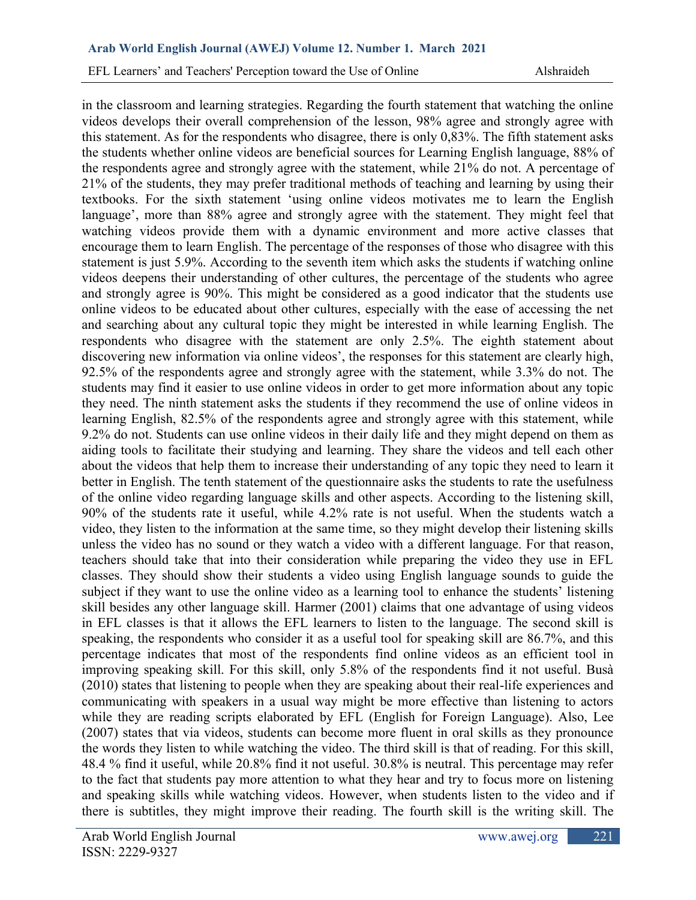in the classroom and learning strategies. Regarding the fourth statement that watching the online videos develops their overall comprehension of the lesson, 98% agree and strongly agree with this statement. As for the respondents who disagree, there is only 0,83%. The fifth statement asks the students whether online videos are beneficial sources for Learning English language, 88% of the respondents agree and strongly agree with the statement, while 21% do not. A percentage of 21% of the students, they may prefer traditional methods of teaching and learning by using their textbooks. For the sixth statement 'using online videos motivates me to learn the English language', more than 88% agree and strongly agree with the statement. They might feel that watching videos provide them with a dynamic environment and more active classes that encourage them to learn English. The percentage of the responses of those who disagree with this statement is just 5.9%. According to the seventh item which asks the students if watching online videos deepens their understanding of other cultures, the percentage of the students who agree and strongly agree is 90%. This might be considered as a good indicator that the students use online videos to be educated about other cultures, especially with the ease of accessing the net and searching about any cultural topic they might be interested in while learning English. The respondents who disagree with the statement are only 2.5%. The eighth statement about discovering new information via online videos', the responses for this statement are clearly high, 92.5% of the respondents agree and strongly agree with the statement, while 3.3% do not. The students may find it easier to use online videos in order to get more information about any topic they need. The ninth statement asks the students if they recommend the use of online videos in learning English, 82.5% of the respondents agree and strongly agree with this statement, while 9.2% do not. Students can use online videos in their daily life and they might depend on them as aiding tools to facilitate their studying and learning. They share the videos and tell each other about the videos that help them to increase their understanding of any topic they need to learn it better in English. The tenth statement of the questionnaire asks the students to rate the usefulness of the online video regarding language skills and other aspects. According to the listening skill, 90% of the students rate it useful, while 4.2% rate is not useful. When the students watch a video, they listen to the information at the same time, so they might develop their listening skills unless the video has no sound or they watch a video with a different language. For that reason, teachers should take that into their consideration while preparing the video they use in EFL classes. They should show their students a video using English language sounds to guide the subject if they want to use the online video as a learning tool to enhance the students' listening skill besides any other language skill. Harmer (2001) claims that one advantage of using videos in EFL classes is that it allows the EFL learners to listen to the language. The second skill is speaking, the respondents who consider it as a useful tool for speaking skill are 86.7%, and this percentage indicates that most of the respondents find online videos as an efficient tool in improving speaking skill. For this skill, only 5.8% of the respondents find it not useful. Busà (2010) states that listening to people when they are speaking about their real-life experiences and communicating with speakers in a usual way might be more effective than listening to actors while they are reading scripts elaborated by EFL (English for Foreign Language). Also, Lee (2007) states that via videos, students can become more fluent in oral skills as they pronounce the words they listen to while watching the video. The third skill is that of reading. For this skill, 48.4 % find it useful, while 20.8% find it not useful. 30.8% is neutral. This percentage may refer to the fact that students pay more attention to what they hear and try to focus more on listening and speaking skills while watching videos. However, when students listen to the video and if there is subtitles, they might improve their reading. The fourth skill is the writing skill. The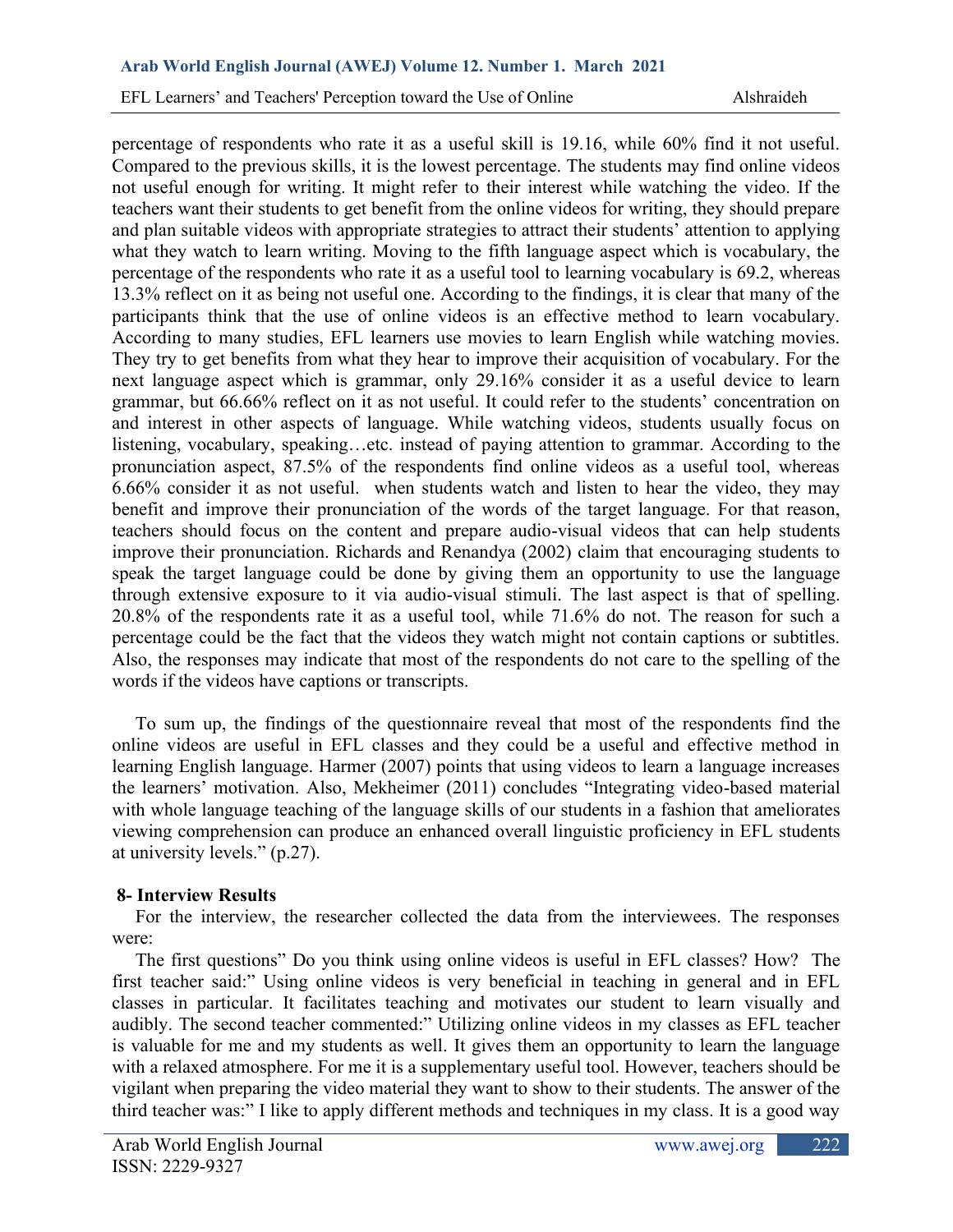percentage of respondents who rate it as a useful skill is 19.16, while 60% find it not useful. Compared to the previous skills, it is the lowest percentage. The students may find online videos not useful enough for writing. It might refer to their interest while watching the video. If the teachers want their students to get benefit from the online videos for writing, they should prepare and plan suitable videos with appropriate strategies to attract their students' attention to applying what they watch to learn writing. Moving to the fifth language aspect which is vocabulary, the percentage of the respondents who rate it as a useful tool to learning vocabulary is 69.2, whereas 13.3% reflect on it as being not useful one. According to the findings, it is clear that many of the participants think that the use of online videos is an effective method to learn vocabulary. According to many studies, EFL learners use movies to learn English while watching movies. They try to get benefits from what they hear to improve their acquisition of vocabulary. For the next language aspect which is grammar, only 29.16% consider it as a useful device to learn grammar, but 66.66% reflect on it as not useful. It could refer to the students' concentration on and interest in other aspects of language. While watching videos, students usually focus on listening, vocabulary, speaking…etc. instead of paying attention to grammar. According to the pronunciation aspect, 87.5% of the respondents find online videos as a useful tool, whereas 6.66% consider it as not useful. when students watch and listen to hear the video, they may benefit and improve their pronunciation of the words of the target language. For that reason, teachers should focus on the content and prepare audio-visual videos that can help students improve their pronunciation. Richards and Renandya (2002) claim that encouraging students to speak the target language could be done by giving them an opportunity to use the language through extensive exposure to it via audio-visual stimuli. The last aspect is that of spelling. 20.8% of the respondents rate it as a useful tool, while 71.6% do not. The reason for such a percentage could be the fact that the videos they watch might not contain captions or subtitles. Also, the responses may indicate that most of the respondents do not care to the spelling of the words if the videos have captions or transcripts.

To sum up, the findings of the questionnaire reveal that most of the respondents find the online videos are useful in EFL classes and they could be a useful and effective method in learning English language. Harmer (2007) points that using videos to learn a language increases the learners' motivation. Also, Mekheimer (2011) concludes "Integrating video-based material with whole language teaching of the language skills of our students in a fashion that ameliorates viewing comprehension can produce an enhanced overall linguistic proficiency in EFL students at university levels." (p.27).

## 8- Interview Results

For the interview, the researcher collected the data from the interviewees. The responses were:

The first questions" Do you think using online videos is useful in EFL classes? How? The first teacher said:" Using online videos is very beneficial in teaching in general and in EFL classes in particular. It facilitates teaching and motivates our student to learn visually and audibly. The second teacher commented:" Utilizing online videos in my classes as EFL teacher is valuable for me and my students as well. It gives them an opportunity to learn the language with a relaxed atmosphere. For me it is a supplementary useful tool. However, teachers should be vigilant when preparing the video material they want to show to their students. The answer of the third teacher was:" I like to apply different methods and techniques in my class. It is a good way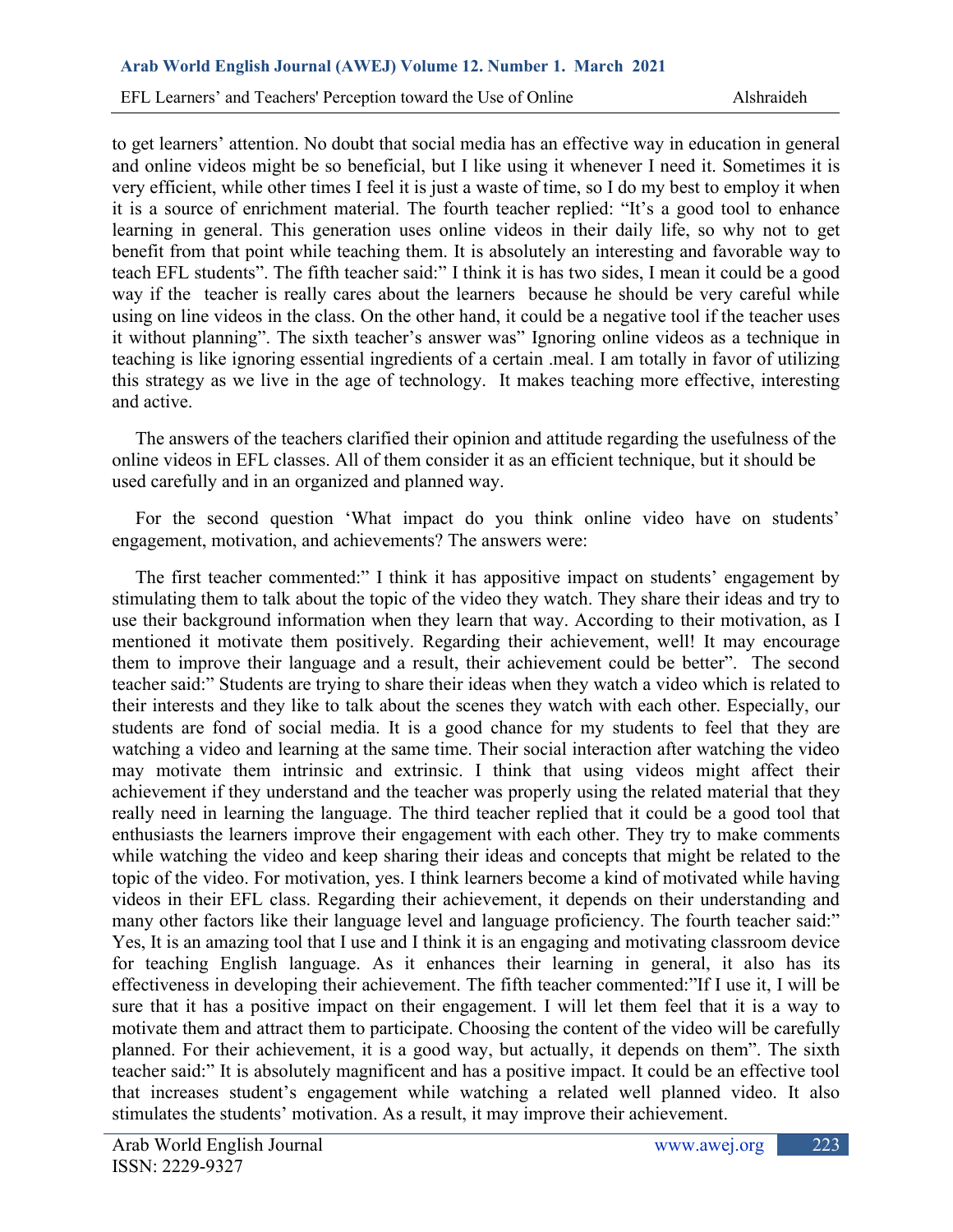to get learners' attention. No doubt that social media has an effective way in education in general and online videos might be so beneficial, but I like using it whenever I need it. Sometimes it is very efficient, while other times I feel it is just a waste of time, so I do my best to employ it when it is a source of enrichment material. The fourth teacher replied: "It's a good tool to enhance learning in general. This generation uses online videos in their daily life, so why not to get benefit from that point while teaching them. It is absolutely an interesting and favorable way to teach EFL students". The fifth teacher said:" I think it is has two sides, I mean it could be a good way if the teacher is really cares about the learners because he should be very careful while using on line videos in the class. On the other hand, it could be a negative tool if the teacher uses it without planning". The sixth teacher's answer was" Ignoring online videos as a technique in teaching is like ignoring essential ingredients of a certain .meal. I am totally in favor of utilizing this strategy as we live in the age of technology. It makes teaching more effective, interesting and active.

The answers of the teachers clarified their opinion and attitude regarding the usefulness of the online videos in EFL classes. All of them consider it as an efficient technique, but it should be used carefully and in an organized and planned way.

For the second question 'What impact do you think online video have on students' engagement, motivation, and achievements? The answers were:

The first teacher commented:" I think it has appositive impact on students' engagement by stimulating them to talk about the topic of the video they watch. They share their ideas and try to use their background information when they learn that way. According to their motivation, as I mentioned it motivate them positively. Regarding their achievement, well! It may encourage them to improve their language and a result, their achievement could be better". The second teacher said:" Students are trying to share their ideas when they watch a video which is related to their interests and they like to talk about the scenes they watch with each other. Especially, our students are fond of social media. It is a good chance for my students to feel that they are watching a video and learning at the same time. Their social interaction after watching the video may motivate them intrinsic and extrinsic. I think that using videos might affect their achievement if they understand and the teacher was properly using the related material that they really need in learning the language. The third teacher replied that it could be a good tool that enthusiasts the learners improve their engagement with each other. They try to make comments while watching the video and keep sharing their ideas and concepts that might be related to the topic of the video. For motivation, yes. I think learners become a kind of motivated while having videos in their EFL class. Regarding their achievement, it depends on their understanding and many other factors like their language level and language proficiency. The fourth teacher said:" Yes, It is an amazing tool that I use and I think it is an engaging and motivating classroom device for teaching English language. As it enhances their learning in general, it also has its effectiveness in developing their achievement. The fifth teacher commented:"If I use it, I will be sure that it has a positive impact on their engagement. I will let them feel that it is a way to motivate them and attract them to participate. Choosing the content of the video will be carefully planned. For their achievement, it is a good way, but actually, it depends on them". The sixth teacher said:" It is absolutely magnificent and has a positive impact. It could be an effective tool that increases student's engagement while watching a related well planned video. It also stimulates the students' motivation. As a result, it may improve their achievement.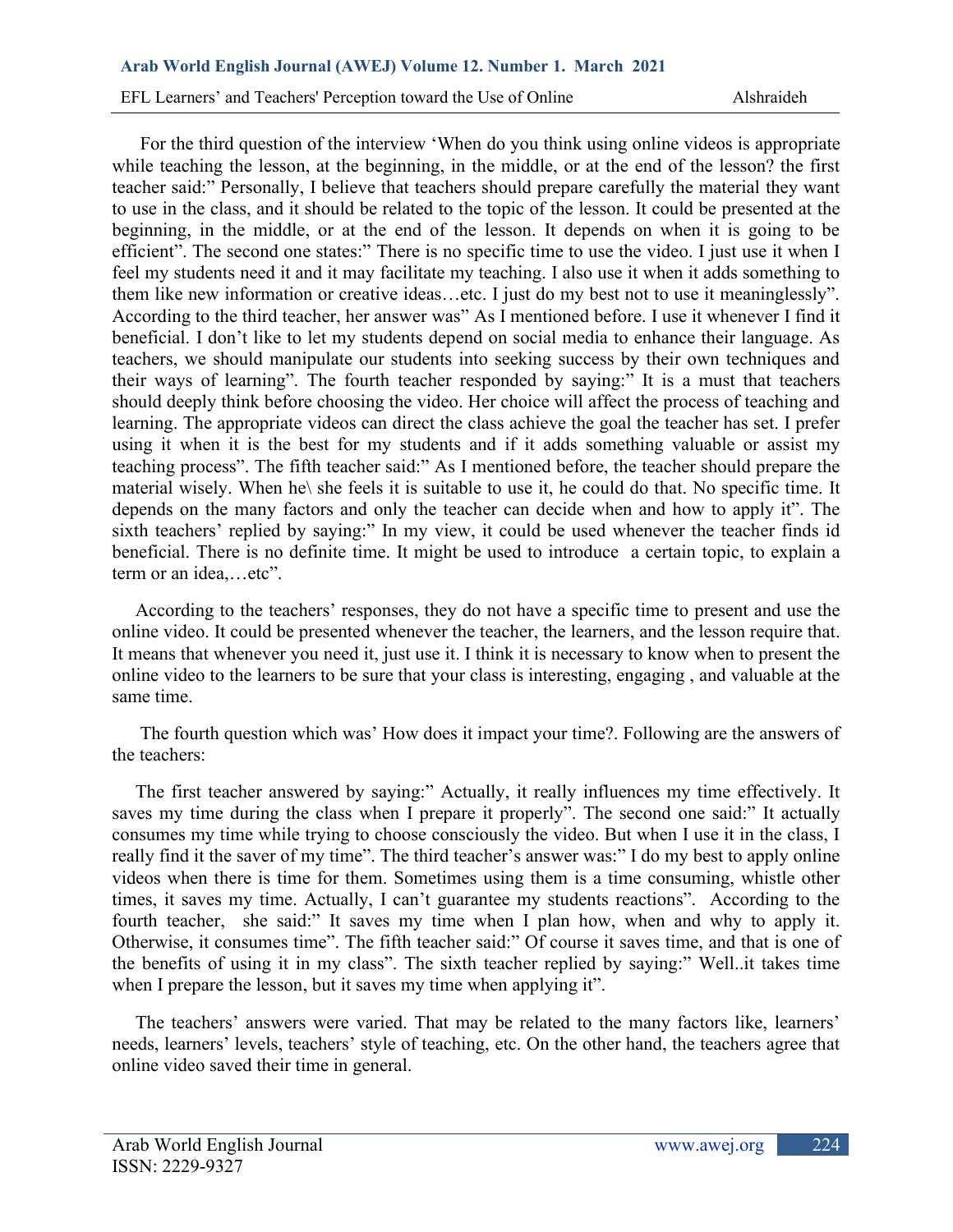For the third question of the interview 'When do you think using online videos is appropriate while teaching the lesson, at the beginning, in the middle, or at the end of the lesson? the first teacher said:" Personally, I believe that teachers should prepare carefully the material they want to use in the class, and it should be related to the topic of the lesson. It could be presented at the beginning, in the middle, or at the end of the lesson. It depends on when it is going to be efficient". The second one states:" There is no specific time to use the video. I just use it when I feel my students need it and it may facilitate my teaching. I also use it when it adds something to them like new information or creative ideas…etc. I just do my best not to use it meaninglessly". According to the third teacher, her answer was" As I mentioned before. I use it whenever I find it beneficial. I don't like to let my students depend on social media to enhance their language. As teachers, we should manipulate our students into seeking success by their own techniques and their ways of learning". The fourth teacher responded by saying:" It is a must that teachers should deeply think before choosing the video. Her choice will affect the process of teaching and learning. The appropriate videos can direct the class achieve the goal the teacher has set. I prefer using it when it is the best for my students and if it adds something valuable or assist my teaching process". The fifth teacher said:" As I mentioned before, the teacher should prepare the material wisely. When he\ she feels it is suitable to use it, he could do that. No specific time. It depends on the many factors and only the teacher can decide when and how to apply it". The sixth teachers' replied by saying:" In my view, it could be used whenever the teacher finds id beneficial. There is no definite time. It might be used to introduce a certain topic, to explain a term or an idea,…etc".

According to the teachers' responses, they do not have a specific time to present and use the online video. It could be presented whenever the teacher, the learners, and the lesson require that. It means that whenever you need it, just use it. I think it is necessary to know when to present the online video to the learners to be sure that your class is interesting, engaging , and valuable at the same time.

The fourth question which was' How does it impact your time?. Following are the answers of the teachers:

The first teacher answered by saying:" Actually, it really influences my time effectively. It saves my time during the class when I prepare it properly". The second one said:" It actually consumes my time while trying to choose consciously the video. But when I use it in the class, I really find it the saver of my time". The third teacher's answer was:" I do my best to apply online videos when there is time for them. Sometimes using them is a time consuming, whistle other times, it saves my time. Actually, I can't guarantee my students reactions". According to the fourth teacher, she said:" It saves my time when I plan how, when and why to apply it. Otherwise, it consumes time". The fifth teacher said:" Of course it saves time, and that is one of the benefits of using it in my class". The sixth teacher replied by saying:" Well..it takes time when I prepare the lesson, but it saves my time when applying it".

The teachers' answers were varied. That may be related to the many factors like, learners' needs, learners' levels, teachers' style of teaching, etc. On the other hand, the teachers agree that online video saved their time in general.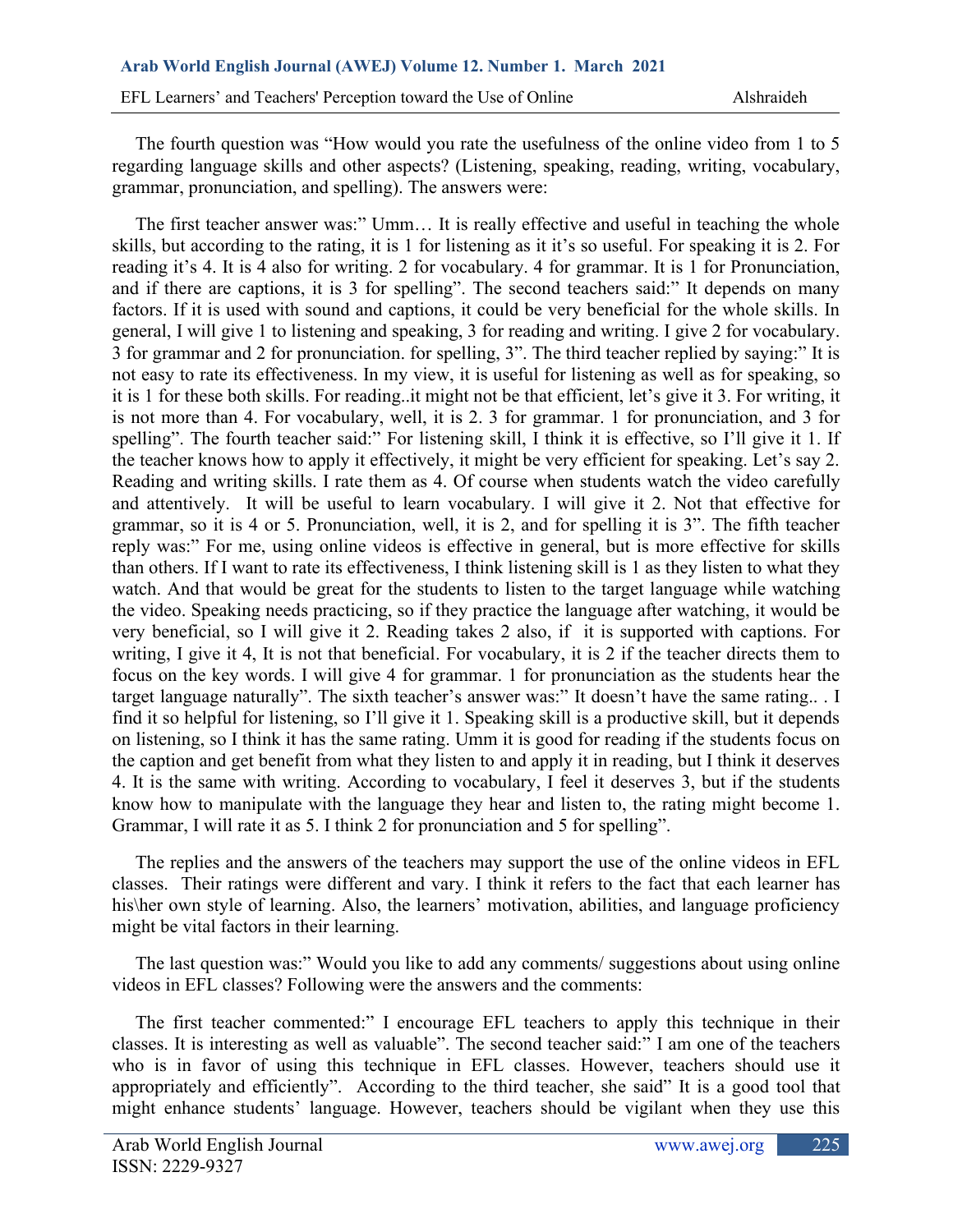The fourth question was "How would you rate the usefulness of the online video from 1 to 5 regarding language skills and other aspects? (Listening, speaking, reading, writing, vocabulary, grammar, pronunciation, and spelling). The answers were:

The first teacher answer was:" Umm… It is really effective and useful in teaching the whole skills, but according to the rating, it is 1 for listening as it it's so useful. For speaking it is 2. For reading it's 4. It is 4 also for writing. 2 for vocabulary. 4 for grammar. It is 1 for Pronunciation, and if there are captions, it is 3 for spelling". The second teachers said:" It depends on many factors. If it is used with sound and captions, it could be very beneficial for the whole skills. In general, I will give 1 to listening and speaking, 3 for reading and writing. I give 2 for vocabulary. 3 for grammar and 2 for pronunciation. for spelling, 3". The third teacher replied by saying:" It is not easy to rate its effectiveness. In my view, it is useful for listening as well as for speaking, so it is 1 for these both skills. For reading..it might not be that efficient, let's give it 3. For writing, it is not more than 4. For vocabulary, well, it is 2. 3 for grammar. 1 for pronunciation, and 3 for spelling". The fourth teacher said:" For listening skill, I think it is effective, so I'll give it 1. If the teacher knows how to apply it effectively, it might be very efficient for speaking. Let's say 2. Reading and writing skills. I rate them as 4. Of course when students watch the video carefully and attentively. It will be useful to learn vocabulary. I will give it 2. Not that effective for grammar, so it is 4 or 5. Pronunciation, well, it is 2, and for spelling it is 3". The fifth teacher reply was:" For me, using online videos is effective in general, but is more effective for skills than others. If I want to rate its effectiveness, I think listening skill is 1 as they listen to what they watch. And that would be great for the students to listen to the target language while watching the video. Speaking needs practicing, so if they practice the language after watching, it would be very beneficial, so I will give it 2. Reading takes 2 also, if it is supported with captions. For writing, I give it 4, It is not that beneficial. For vocabulary, it is 2 if the teacher directs them to focus on the key words. I will give 4 for grammar. 1 for pronunciation as the students hear the target language naturally". The sixth teacher's answer was:" It doesn't have the same rating.. . I find it so helpful for listening, so I'll give it 1. Speaking skill is a productive skill, but it depends on listening, so I think it has the same rating. Umm it is good for reading if the students focus on the caption and get benefit from what they listen to and apply it in reading, but I think it deserves 4. It is the same with writing. According to vocabulary, I feel it deserves 3, but if the students know how to manipulate with the language they hear and listen to, the rating might become 1. Grammar, I will rate it as 5. I think 2 for pronunciation and 5 for spelling".

The replies and the answers of the teachers may support the use of the online videos in EFL classes. Their ratings were different and vary. I think it refers to the fact that each learner has his\her own style of learning. Also, the learners' motivation, abilities, and language proficiency might be vital factors in their learning.

The last question was:" Would you like to add any comments/ suggestions about using online videos in EFL classes? Following were the answers and the comments:

The first teacher commented:" I encourage EFL teachers to apply this technique in their classes. It is interesting as well as valuable". The second teacher said:" I am one of the teachers who is in favor of using this technique in EFL classes. However, teachers should use it appropriately and efficiently". According to the third teacher, she said" It is a good tool that might enhance students' language. However, teachers should be vigilant when they use this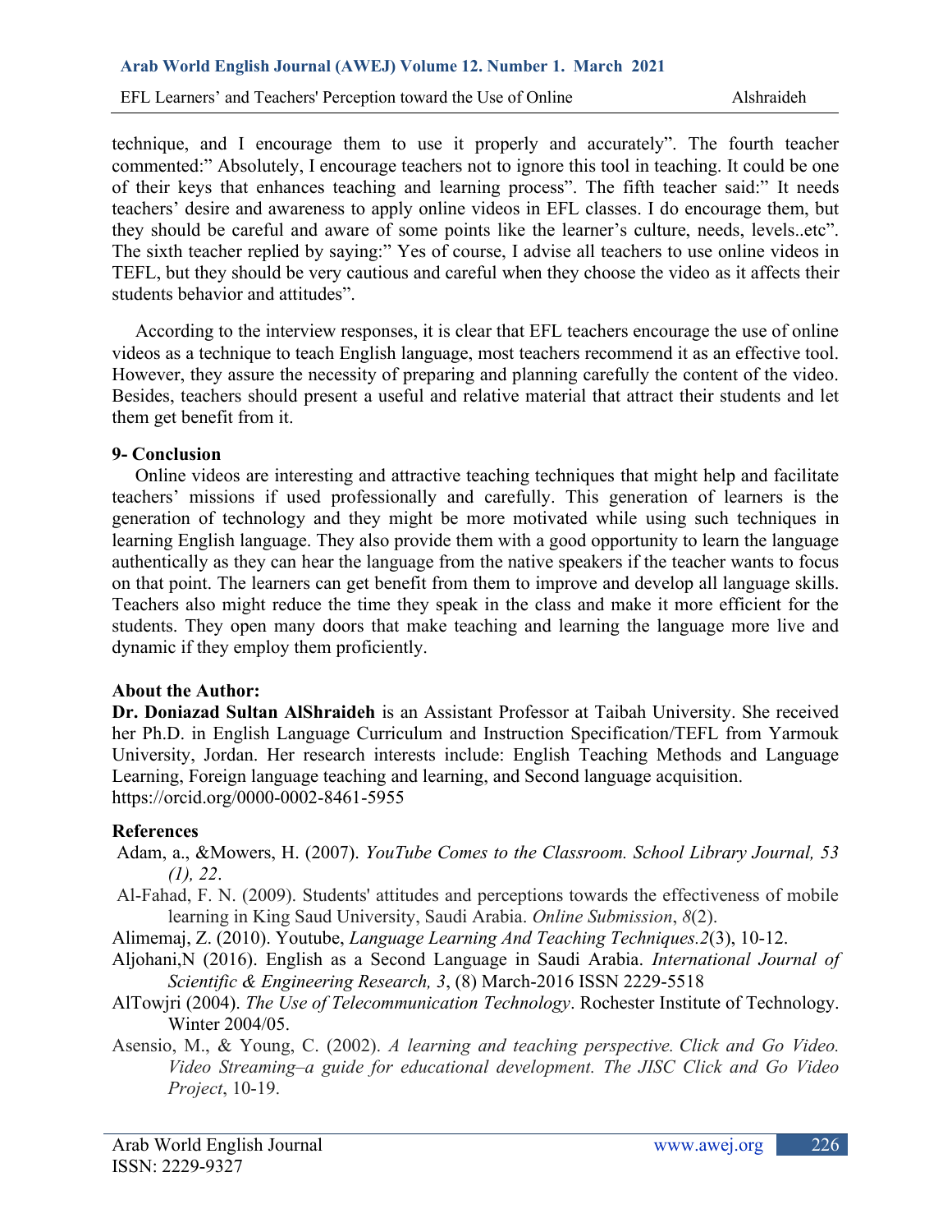technique, and I encourage them to use it properly and accurately". The fourth teacher commented:" Absolutely, I encourage teachers not to ignore this tool in teaching. It could be one of their keys that enhances teaching and learning process". The fifth teacher said:" It needs teachers' desire and awareness to apply online videos in EFL classes. I do encourage them, but they should be careful and aware of some points like the learner's culture, needs, levels..etc". The sixth teacher replied by saying:" Yes of course, I advise all teachers to use online videos in TEFL, but they should be very cautious and careful when they choose the video as it affects their students behavior and attitudes".

According to the interview responses, it is clear that EFL teachers encourage the use of online videos as a technique to teach English language, most teachers recommend it as an effective tool. However, they assure the necessity of preparing and planning carefully the content of the video. Besides, teachers should present a useful and relative material that attract their students and let them get benefit from it.

## 9- Conclusion

Online videos are interesting and attractive teaching techniques that might help and facilitate teachers' missions if used professionally and carefully. This generation of learners is the generation of technology and they might be more motivated while using such techniques in learning English language. They also provide them with a good opportunity to learn the language authentically as they can hear the language from the native speakers if the teacher wants to focus on that point. The learners can get benefit from them to improve and develop all language skills. Teachers also might reduce the time they speak in the class and make it more efficient for the students. They open many doors that make teaching and learning the language more live and dynamic if they employ them proficiently.

## About the Author:

**Dr. Doniazad Sultan AlShraideh** is an Assistant Professor at Taibah University. She received her Ph.D. in English Language Curriculum and Instruction Specification/TEFL from Yarmouk University, Jordan. Her research interests include: English Teaching Methods and Language Learning, Foreign language teaching and learning, and Second language acquisition.
https://orcid.org/0000-0002-8461-5955

## References

Adam, a., &Mowers, H. (2007). *YouTube Comes to the Classroom. School Library Journal, 53 (1), 22*.

Al-Fahad, F. N. (2009). Students' attitudes and perceptions towards the effectiveness of mobile learning in King Saud University, Saudi Arabia. *Online Submission*, *8*(2).

Alimemaj, Z. (2010). Youtube, *Language Learning And Teaching Techniques.2*(3), 10-12.

Aljohani,N (2016). English as a Second Language in Saudi Arabia. *International Journal of Scientific & Engineering Research, 3*, (8) March-2016 ISSN 2229-5518

AlTowjri (2004). *The Use of Telecommunication Technology*. Rochester Institute of Technology. Winter 2004/05.

Asensio, M., & Young, C. (2002). *A learning and teaching perspective. Click and Go Video. Video Streaming–a guide for educational development. The JISC Click and Go Video Project*, 10-19.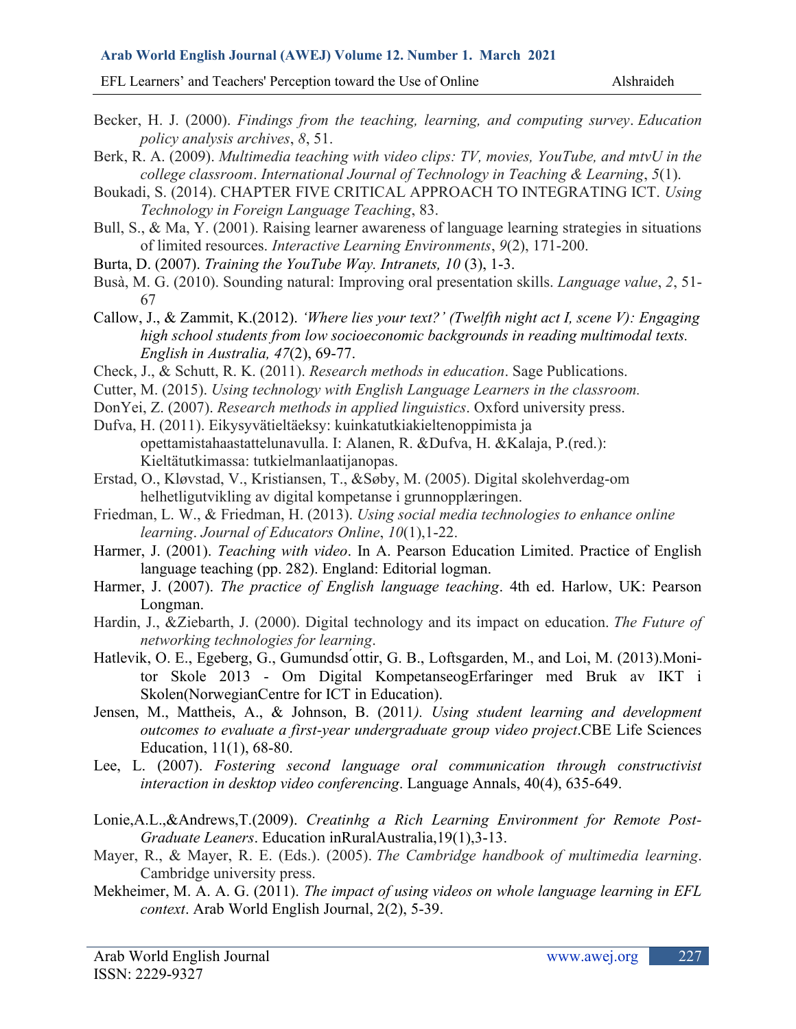Becker, H. J. (2000). *Findings from the teaching, learning, and computing survey*. *Education policy analysis archives*, *8*, 51.

Berk, R. A. (2009). *Multimedia teaching with video clips: TV, movies, YouTube, and mtvU in the college classroom*. *International Journal of Technology in Teaching & Learning*, *5*(1).

Boukadi, S. (2014). CHAPTER FIVE CRITICAL APPROACH TO INTEGRATING ICT. *Using Technology in Foreign Language Teaching*, 83.

Bull, S., & Ma, Y. (2001). Raising learner awareness of language learning strategies in situations of limited resources. *Interactive Learning Environments*, *9*(2), 171-200.

Burta, D. (2007). *Training the YouTube Way. Intranets, 10* (3), 1-3.

Busà, M. G. (2010). Sounding natural: Improving oral presentation skills. *Language value*, *2*, 51-67

Callow, J., & Zammit, K.(2012). *'Where lies your text?' (Twelfth night act I, scene V): Engaging high school students from low socioeconomic backgrounds in reading multimodal texts. English in Australia, 47*(2), 69-77.

Check, J., & Schutt, R. K. (2011). *Research methods in education*. Sage Publications.

Cutter, M. (2015). *Using technology with English Language Learners in the classroom.*

DonYei, Z. (2007). *Research methods in applied linguistics*. Oxford university press.

Dufva, H. (2011). Eikysyvätieltäeksy: kuinkatutkiakieltenoppimista ja opettamistahaastattelunavulla. I: Alanen, R. &Dufva, H. &Kalaja, P.(red.): Kieltätutkimassa: tutkielmanlaatijanopas.

Erstad, O., Kløvstad, V., Kristiansen, T., &Søby, M. (2005). Digital skolehverdag-om helhetligutvikling av digital kompetanse i grunnopplæringen.

Friedman, L. W., & Friedman, H. (2013). *Using social media technologies to enhance online learning*. *Journal of Educators Online*, *10*(1),1-22.

Harmer, J. (2001). *Teaching with video*. In A. Pearson Education Limited. Practice of English language teaching (pp. 282). England: Editorial logman.

Harmer, J. (2007). *The practice of English language teaching*. 4th ed. Harlow, UK: Pearson Longman.

Hardin, J., &Ziebarth, J. (2000). Digital technology and its impact on education. *The Future of networking technologies for learning*.

Hatlevik, O. E., Egeberg, G., Gumundsd́ottir, G. B., Loftsgarden, M., and Loi, M. (2013).Monitor Skole 2013 - Om Digital KompetanseogErfaringer med Bruk av IKT i Skolen(NorwegianCentre for ICT in Education).

Jensen, M., Mattheis, A., & Johnson, B. (2011*). Using student learning and development outcomes to evaluate a first-year undergraduate group video project*.CBE Life Sciences Education, 11(1), 68-80.

Lee, L. (2007). *Fostering second language oral communication through constructivist interaction in desktop video conferencing*. Language Annals, 40(4), 635-649.

Lonie,A.L.,&Andrews,T.(2009). *Creatinhg a Rich Learning Environment for Remote Post-Graduate Leaners*. Education inRuralAustralia,19(1),3-13.

Mayer, R., & Mayer, R. E. (Eds.). (2005). *The Cambridge handbook of multimedia learning*. Cambridge university press.

Mekheimer, M. A. A. G. (2011). *The impact of using videos on whole language learning in EFL context*. Arab World English Journal, 2(2), 5-39.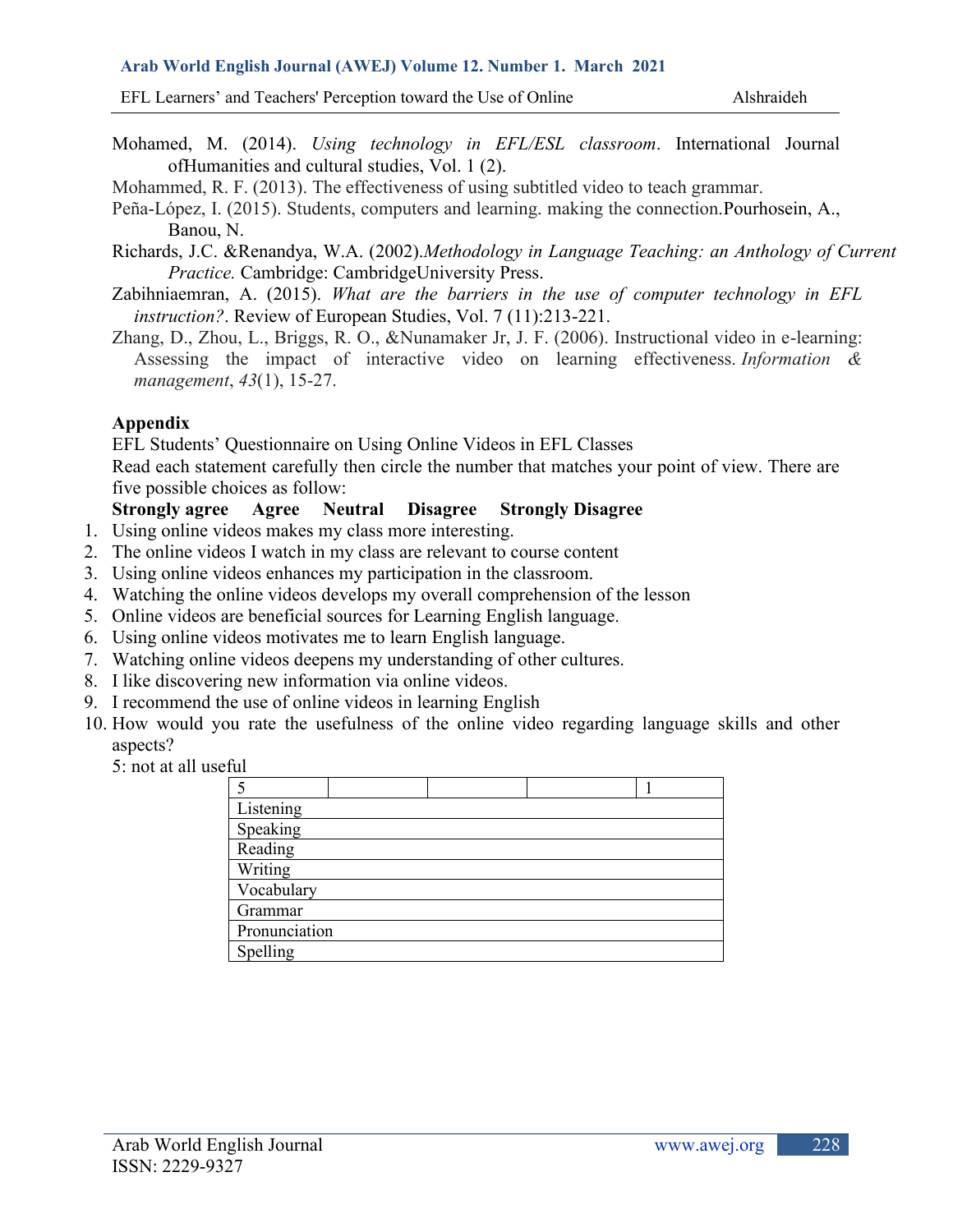Mohamed, M. (2014). *Using technology in EFL/ESL classroom*. International Journal ofHumanities and cultural studies, Vol. 1 (2).

Mohammed, R. F. (2013). The effectiveness of using subtitled video to teach grammar.

Peña-López, I. (2015). Students, computers and learning. making the connection.Pourhosein, A., Banou, N.

Richards, J.C. &Renandya, W.A. (2002).*Methodology in Language Teaching: an Anthology of Current Practice.* Cambridge: CambridgeUniversity Press.

Zabihniaemran, A. (2015). *What are the barriers in the use of computer technology in EFL instruction?*. Review of European Studies, Vol. 7 (11):213-221.

Zhang, D., Zhou, L., Briggs, R. O., &Nunamaker Jr, J. F. (2006). Instructional video in e-learning: Assessing the impact of interactive video on learning effectiveness. *Information & management*, *43*(1), 15-27.

**Appendix**

EFL Students' Questionnaire on Using Online Videos in EFL Classes

Read each statement carefully then circle the number that matches your point of view. There are five possible choices as follow:

**Strongly agree  Agree  Neutral  Disagree  Strongly Disagree**

1. Using online videos makes my class more interesting.
2. The online videos I watch in my class are relevant to course content
3. Using online videos enhances my participation in the classroom.
4. Watching the online videos develops my overall comprehension of the lesson
5. Online videos are beneficial sources for Learning English language.
6. Using online videos motivates me to learn English language.
7. Watching online videos deepens my understanding of other cultures.
8. I like discovering new information via online videos.
9. I recommend the use of online videos in learning English
10. How would you rate the usefulness of the online video regarding language skills and other aspects?

5: not at all useful

| 5 | | | | 1 |
|---|---|---|---|---|
| Listening | | | | |
| Speaking | | | | |
| Reading | | | | |
| Writing | | | | |
| Vocabulary | | | | |
| Grammar | | | | |
| Pronunciation | | | | |
| Spelling | | | | |